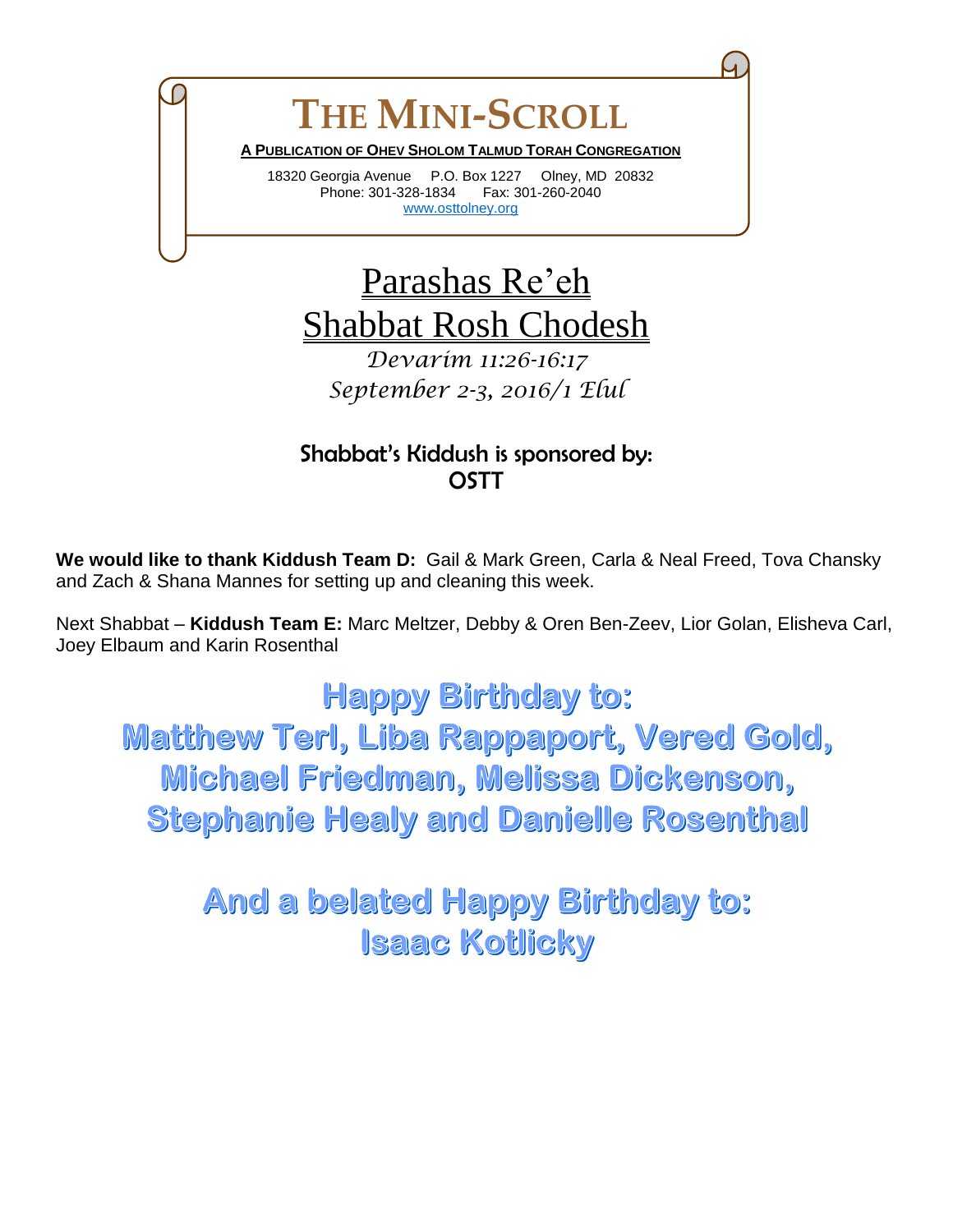# THE MINI-SCROLL

**A PUBLICATION OF OHEV SHOLOM TALMUD TORAH CONGREGATION**

18320 Georgia Avenue P.O. Box 1227 Olney, MD 20832
Phone: 301-328-1834 Fax: 301-260-2040
www.osttolney.org

# Parashas Re'eh
# Shabbat Rosh Chodesh

*Devarim 11:26-16:17*
*September 2-3, 2016/1 Elul*

## Shabbat's Kiddush is sponsored by: OSTT

**We would like to thank Kiddush Team D:** Gail & Mark Green, Carla & Neal Freed, Tova Chansky and Zach & Shana Mannes for setting up and cleaning this week.

Next Shabbat – **Kiddush Team E:** Marc Meltzer, Debby & Oren Ben-Zeev, Lior Golan, Elisheva Carl, Joey Elbaum and Karin Rosenthal

## Happy Birthday to:
## Matthew Terl, Liba Rappaport, Vered Gold, Michael Friedman, Melissa Dickenson, Stephanie Healy and Danielle Rosenthal

## And a belated Happy Birthday to:
## Isaac Kotlicky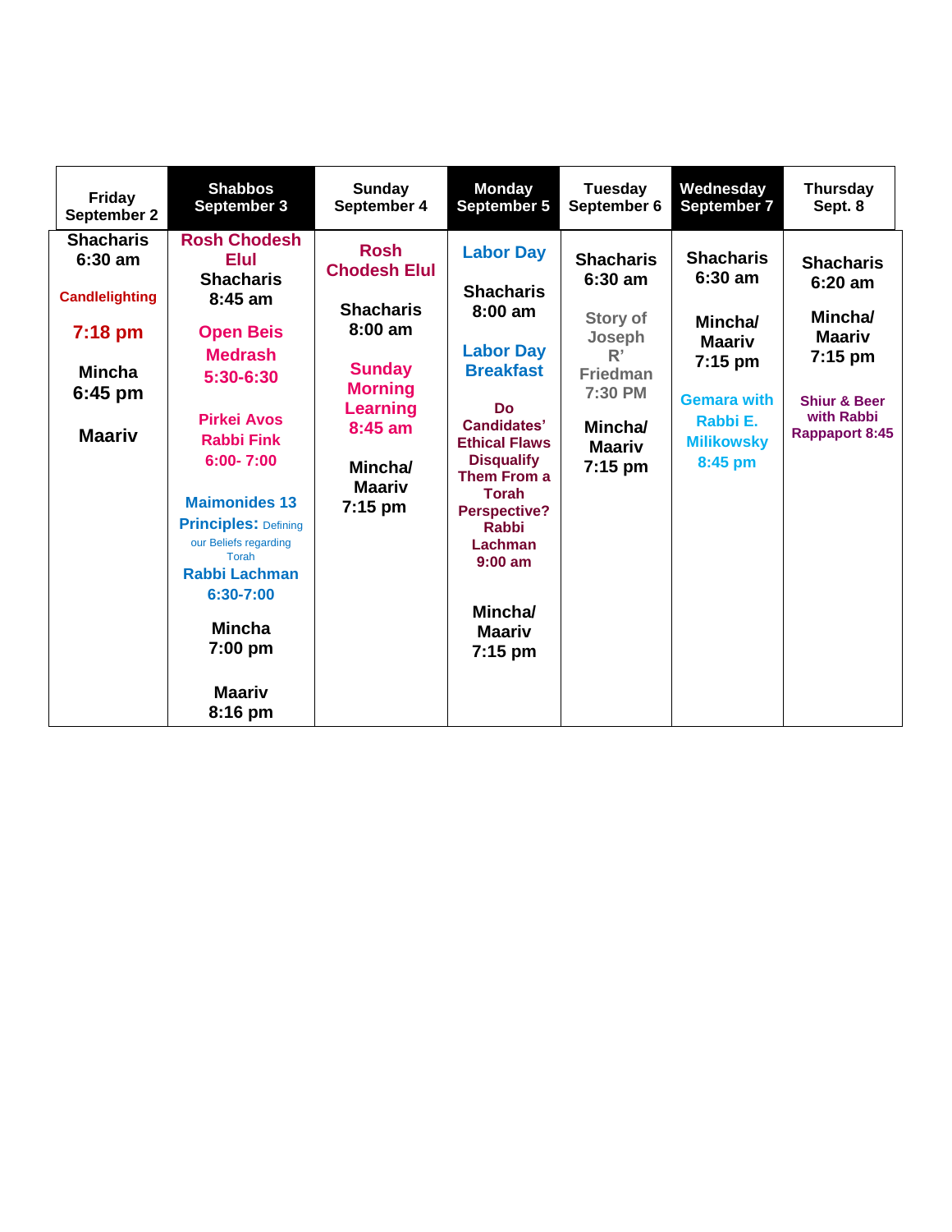| Friday September 2 | Shabbos September 3 | Sunday September 4 | Monday September 5 | Tuesday September 6 | Wednesday September 7 | Thursday Sept. 8 |
|---|---|---|---|---|---|---|
| Shacharis 6:30 am<br><br>Candlelighting<br><br>7:18 pm<br><br>Mincha 6:45 pm<br><br>Maariv | Rosh Chodesh Elul<br>Shacharis 8:45 am<br><br>Open Beis Medrash 5:30-6:30<br><br>Pirkei Avos Rabbi Fink 6:00- 7:00<br><br>Maimonides 13 Principles: Defining our Beliefs regarding Torah Rabbi Lachman 6:30-7:00<br><br>Mincha 7:00 pm<br><br>Maariv 8:16 pm | Rosh Chodesh Elul<br><br>Shacharis 8:00 am<br><br>Sunday Morning Learning 8:45 am<br><br>Mincha/ Maariv 7:15 pm | Labor Day<br><br>Shacharis 8:00 am<br><br>Labor Day Breakfast<br><br>Do Candidates' Ethical Flaws Disqualify Them From a Torah Perspective? Rabbi Lachman 9:00 am<br><br>Mincha/ Maariv 7:15 pm | Shacharis 6:30 am<br><br>Story of Joseph R' Friedman 7:30 PM<br><br>Mincha/ Maariv 7:15 pm | Shacharis 6:30 am<br><br>Mincha/ Maariv 7:15 pm<br><br>Gemara with Rabbi E. Milikowsky 8:45 pm | Shacharis 6:20 am<br><br>Mincha/ Maariv 7:15 pm<br><br>Shiur & Beer with Rabbi Rappaport 8:45 |